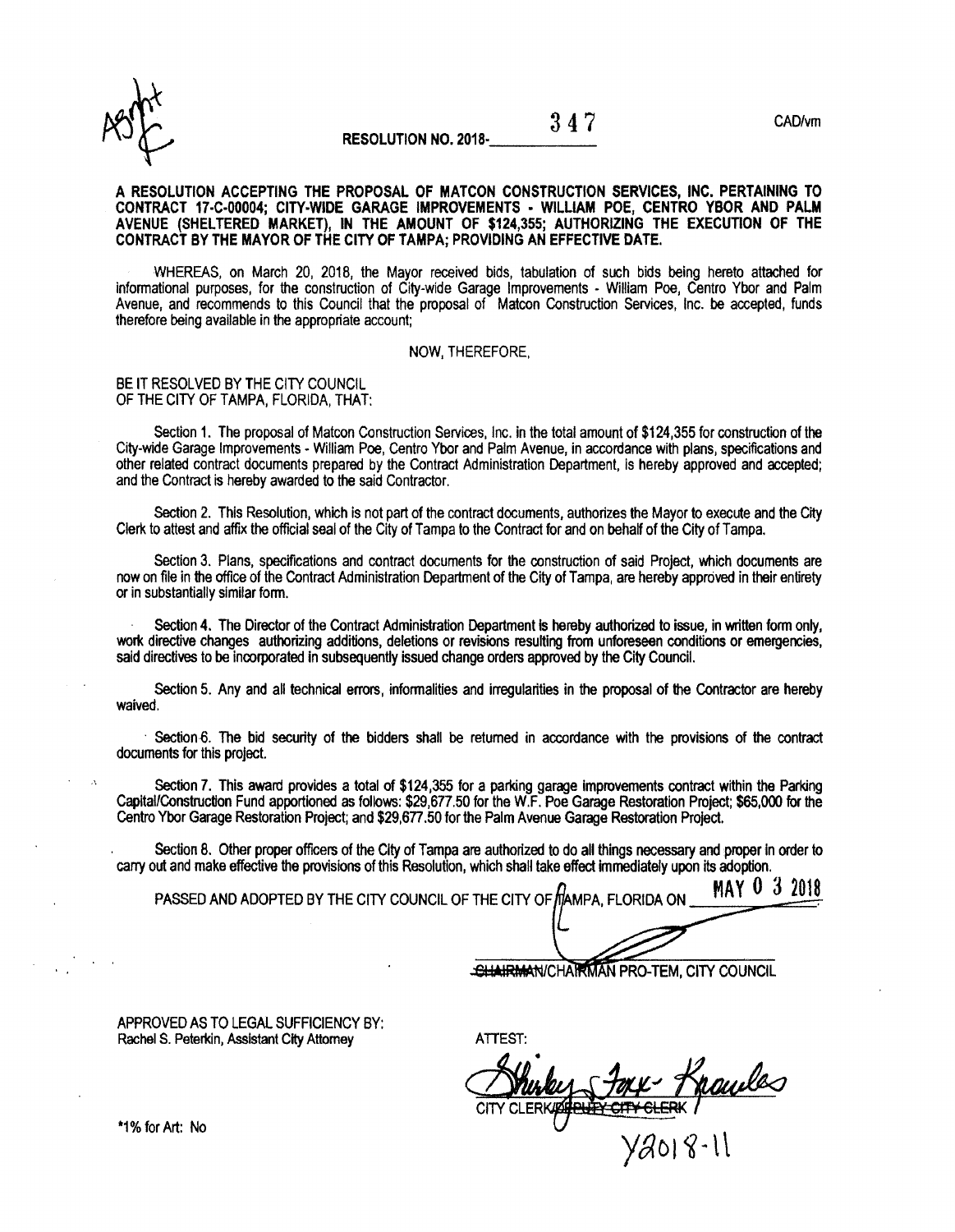Agnt C

**RESOLUTION NO. 2018-347**

CAD/vm

**A RESOLUTION ACCEPTING THE PROPOSAL OF MATCON CONSTRUCTION SERVICES, INC. PERTAINING TO CONTRACT 17-C-00004; CITY-WIDE GARAGE IMPROVEMENTS - WILLIAM POE, CENTRO YBOR AND PALM AVENUE (SHELTERED MARKET), IN THE AMOUNT OF $124,355; AUTHORIZING THE EXECUTION OF THE CONTRACT BY THE MAYOR OF THE CITY OF TAMPA; PROVIDING AN EFFECTIVE DATE.**

WHEREAS, on March 20, 2018, the Mayor received bids, tabulation of such bids being hereto attached for informational purposes, for the construction of City-wide Garage Improvements - William Poe, Centro Ybor and Palm Avenue, and recommends to this Council that the proposal of Matcon Construction Services, Inc. be accepted, funds therefore being available in the appropriate account;

NOW, THEREFORE,

BE IT RESOLVED BY THE CITY COUNCIL OF THE CITY OF TAMPA, FLORIDA, THAT:

Section 1. The proposal of Matcon Construction Services, Inc. in the total amount of $124,355 for construction of the City-wide Garage Improvements - William Poe, Centro Ybor and Palm Avenue, in accordance with plans, specifications and other related contract documents prepared by the Contract Administration Department, is hereby approved and accepted; and the Contract is hereby awarded to the said Contractor.

Section 2. This Resolution, which is not part of the contract documents, authorizes the Mayor to execute and the City Clerk to attest and affix the official seal of the City of Tampa to the Contract for and on behalf of the City of Tampa.

Section 3. Plans, specifications and contract documents for the construction of said Project, which documents are now on file in the office of the Contract Administration Department of the City of Tampa, are hereby approved in their entirety or in substantially similar form.

Section 4. The Director of the Contract Administration Department is hereby authorized to issue, in written form only, work directive changes authorizing additions, deletions or revisions resulting from unforeseen conditions or emergencies, said directives to be incorporated in subsequently issued change orders approved by the City Council.

Section 5. Any and all technical errors, informalities and irregularities in the proposal of the Contractor are hereby waived.

Section 6. The bid security of the bidders shall be returned in accordance with the provisions of the contract documents for this project.

Section 7. This award provides a total of $124,355 for a parking garage improvements contract within the Parking Capital/Construction Fund apportioned as follows: $29,677.50 for the W.F. Poe Garage Restoration Project; $65,000 for the Centro Ybor Garage Restoration Project; and $29,677.50 for the Palm Avenue Garage Restoration Project.

Section 8. Other proper officers of the City of Tampa are authorized to do all things necessary and proper in order to carry out and make effective the provisions of this Resolution, which shall take effect immediately upon its adoption.

PASSED AND ADOPTED BY THE CITY COUNCIL OF THE CITY OF TAMPA, FLORIDA ON MAY 03 2018

~~CHAIRMAN~~/CHAIRMAN PRO-TEM, CITY COUNCIL

APPROVED AS TO LEGAL SUFFICIENCY BY:
Rachel S. Peterkin, Assistant City Attorney

ATTEST:

Shirley Foxx-Knowles
CITY CLERK/~~DEPUTY CITY CLERK~~

Y2018-11

*1% for Art: No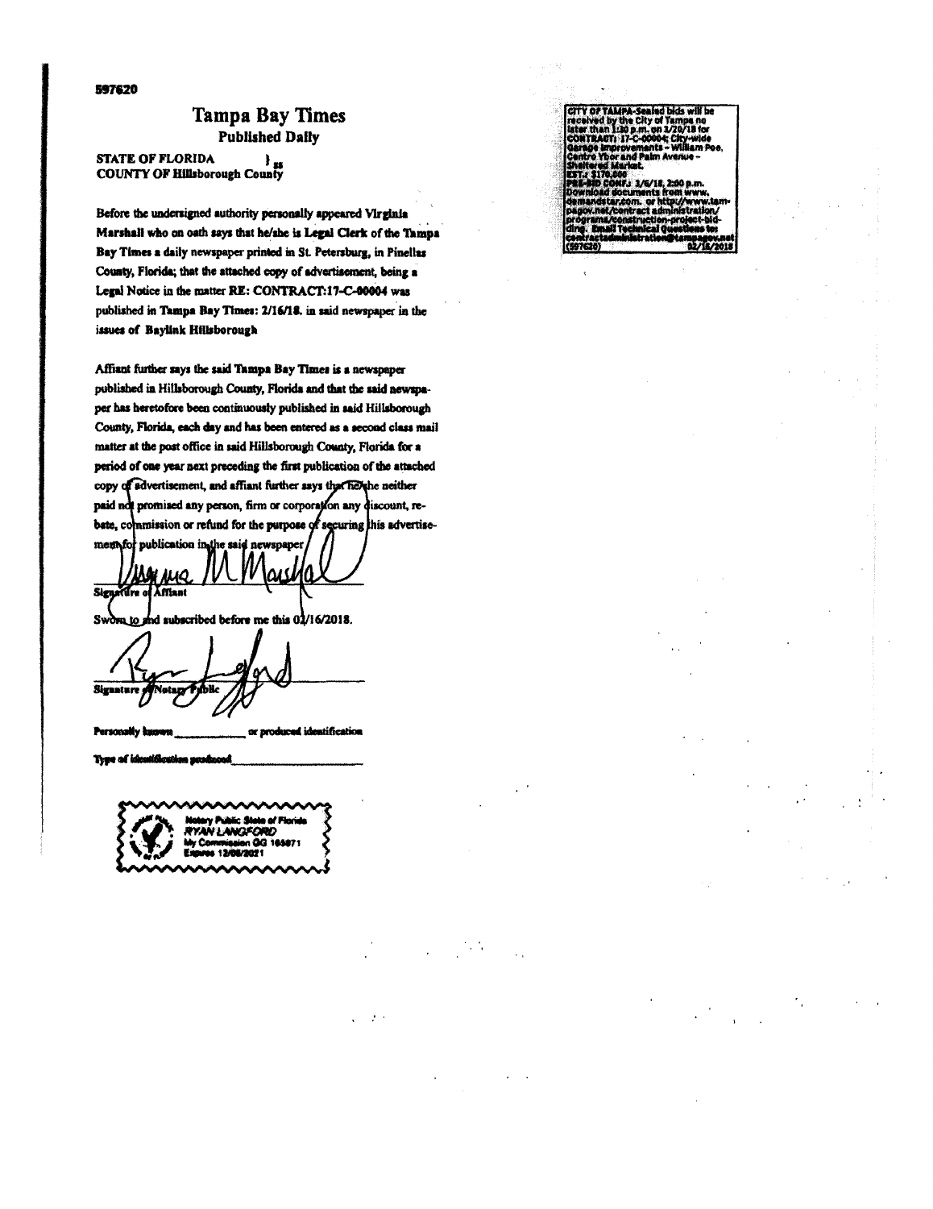597620

# Tampa Bay Times

**Published Daily**

**STATE OF FLORIDA** } ss
**COUNTY OF Hillsborough County**

Before the undersigned authority personally appeared **Virginia Marshall** who on oath says that he/she is **Legal Clerk** of the **Tampa Bay Times** a daily newspaper printed in St. Petersburg, in Pinellas County, Florida; that the attached copy of advertisement, being a Legal Notice in the matter **RE: CONTRACT:17-C-00004** was published in **Tampa Bay Times: 2/16/18.** in said newspaper in the issues of **Baylink Hillsborough**

Affiant further says the said **Tampa Bay Times** is a newspaper published in Hillsborough County, Florida and that the said newspaper has heretofore been continuously published in said Hillsborough County, Florida, each day and has been entered as a second class mail matter at the post office in said Hillsborough County, Florida for a period of one year next preceding the first publication of the attached copy of advertisement, and affiant further says that he/she neither paid not promised any person, firm or corporation any discount, rebate, commission or refund for the purpose of securing this advertisement for publication in the said newspaper.

Virginia M Marshall
Signature of Affiant

Sworn to and subscribed before me this 02/16/2018.

Ryan Langford
Signature of Notary Public

Personally known ____________ or produced identification

Type of identification produced ______________________

Notary Public State of Florida
RYAN LANGFORD
My Commission GG 166871
Expires 12/08/2021

---

**CITY OF TAMPA**-Sealed bids will be received by the City of Tampa no later than 1:30 p.m. on 3/20/18 for **CONTRACT: 17-C-00004; City-wide Garage Improvements - William Poe, Centro Ybor and Palm Avenue - Sheltered Market.**
**EST.: $170,000**
**PRE-BID CONF.: 3/6/18, 2:00 p.m.**
Download documents from www.demandstar.com. or http://www.tampagov.net/contract administration/programs/construction-project-bidding. Email Technical Questions to: contractadministration@tampagov.net
(597620) 02/16/2018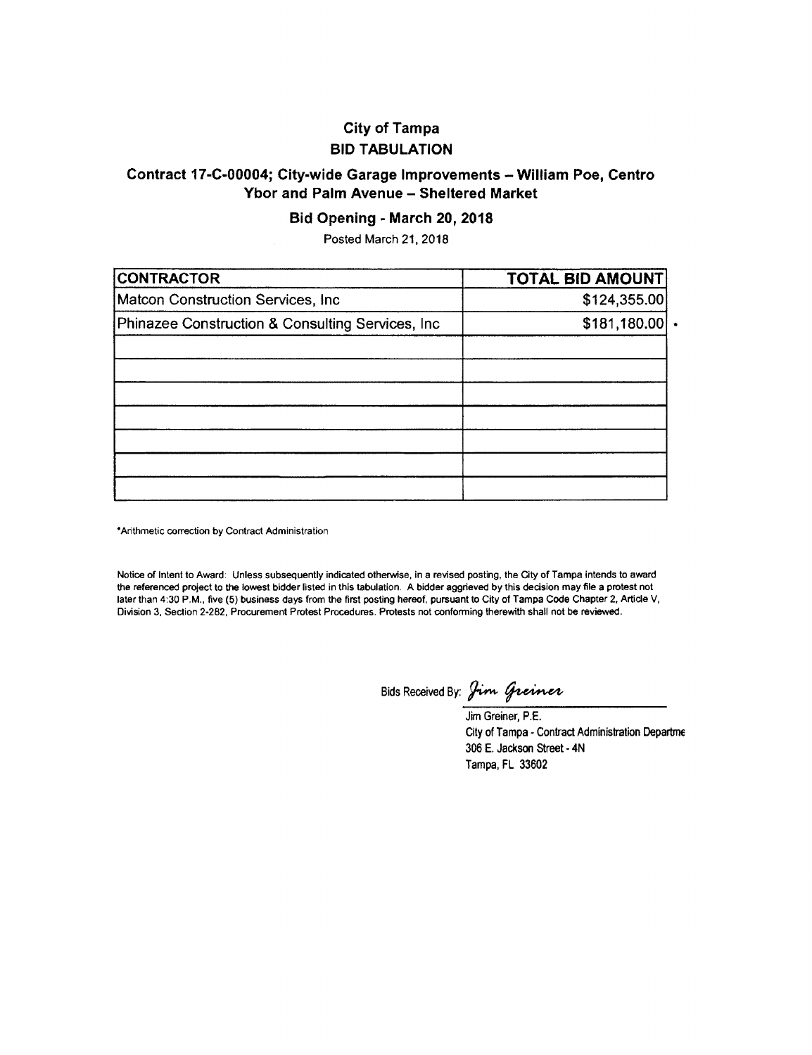# City of Tampa
## BID TABULATION

### Contract 17-C-00004; City-wide Garage Improvements – William Poe, Centro Ybor and Palm Avenue – Sheltered Market

### Bid Opening - March 20, 2018

Posted March 21, 2018

| CONTRACTOR | TOTAL BID AMOUNT |
|---|---|
| Matcon Construction Services, Inc | $124,355.00 |
| Phinazee Construction & Consulting Services, Inc | $181,180.00 * |
| | |
| | |
| | |
| | |
| | |
| | |
| | |

*Arithmetic correction by Contract Administration

Notice of Intent to Award: Unless subsequently indicated otherwise, in a revised posting, the City of Tampa intends to award the referenced project to the lowest bidder listed in this tabulation. A bidder aggrieved by this decision may file a protest not later than 4:30 P.M., five (5) business days from the first posting hereof, pursuant to City of Tampa Code Chapter 2, Article V, Division 3, Section 2-282, Procurement Protest Procedures. Protests not conforming therewith shall not be reviewed.

Bids Received By: *Jim Greiner*

Jim Greiner, P.E.
City of Tampa - Contract Administration Departme
306 E. Jackson Street - 4N
Tampa, FL 33602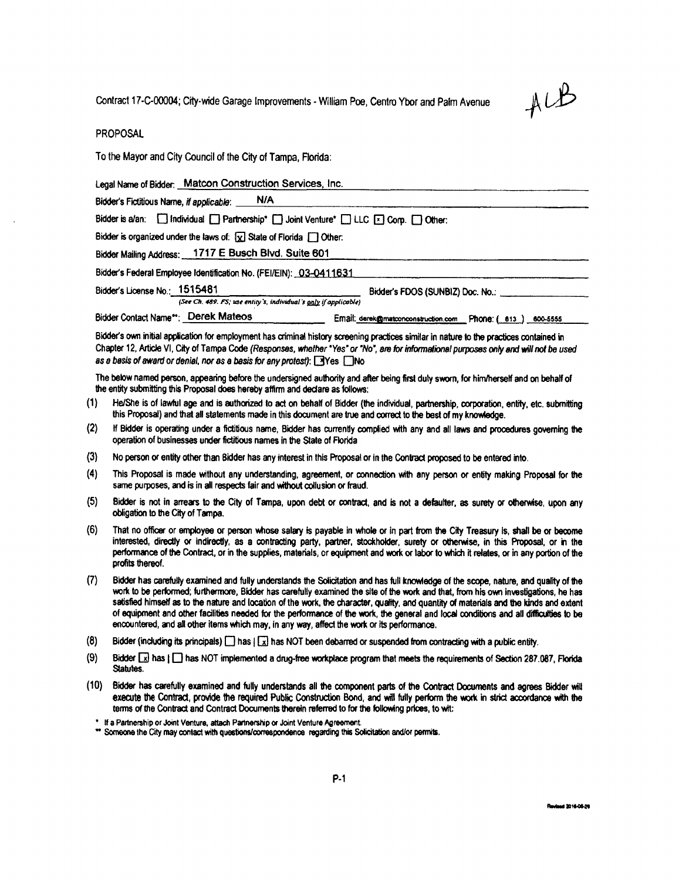Contract 17-C-00004; City-wide Garage Improvements - William Poe, Centro Ybor and Palm Avenue

ALB

PROPOSAL

To the Mayor and City Council of the City of Tampa, Florida:

Legal Name of Bidder: Matcon Construction Services, Inc.

Bidder's Fictitious Name, *if applicable*: N/A

Bidder is a/an: ☐ Individual ☐ Partnership* ☐ Joint Venture* ☐ LLC ☒ Corp. ☐ Other:

Bidder is organized under the laws of: ☒ State of Florida ☐ Other:

Bidder Mailing Address: 1717 E Busch Blvd. Suite 601

Bidder's Federal Employee Identification No. (FEI/EIN): 03-0411631

Bidder's License No.: 1515481 Bidder's FDOS (SUNBIZ) Doc. No.: ________________
*(See Ch. 489, FS; use entity's, individual's only if applicable)*

Bidder Contact Name**: Derek Mateos Email: derek@matconconstruction.com Phone: ( 813 ) 600-5555

Bidder's own initial application for employment has criminal history screening practices similar in nature to the practices contained in Chapter 12, Article VI, City of Tampa Code *(Responses, whether "Yes" or "No", are for informational purposes only and will not be used as a basis of award or denial, nor as a basis for any protest)*: ☒ Yes ☐ No

The below named person, appearing before the undersigned authority and after being first duly sworn, for him/herself and on behalf of the entity submitting this Proposal does hereby affirm and declare as follows:

(1) He/She is of lawful age and is authorized to act on behalf of Bidder (the individual, partnership, corporation, entity, etc. submitting this Proposal) and that all statements made in this document are true and correct to the best of my knowledge.

(2) If Bidder is operating under a fictitious name, Bidder has currently complied with any and all laws and procedures governing the operation of businesses under fictitious names in the State of Florida

(3) No person or entity other than Bidder has any interest in this Proposal or in the Contract proposed to be entered into.

(4) This Proposal is made without any understanding, agreement, or connection with any person or entity making Proposal for the same purposes, and is in all respects fair and without collusion or fraud.

(5) Bidder is not in arrears to the City of Tampa, upon debt or contract, and is not a defaulter, as surety or otherwise, upon any obligation to the City of Tampa.

(6) That no officer or employee or person whose salary is payable in whole or in part from the City Treasury is, shall be or become interested, directly or indirectly, as a contracting party, partner, stockholder, surety or otherwise, in this Proposal, or in the performance of the Contract, or in the supplies, materials, or equipment and work or labor to which it relates, or in any portion of the profits thereof.

(7) Bidder has carefully examined and fully understands the Solicitation and has full knowledge of the scope, nature, and quality of the work to be performed; furthermore, Bidder has carefully examined the site of the work and that, from his own investigations, he has satisfied himself as to the nature and location of the work, the character, quality, and quantity of materials and the kinds and extent of equipment and other facilities needed for the performance of the work, the general and local conditions and all difficulties to be encountered, and all other items which may, in any way, affect the work or its performance.

(8) Bidder (including its principals) ☐ has | ☒ has NOT been debarred or suspended from contracting with a public entity.

(9) Bidder ☒ has | ☐ has NOT implemented a drug-free workplace program that meets the requirements of Section 287.087, Florida Statutes.

(10) Bidder has carefully examined and fully understands all the component parts of the Contract Documents and agrees Bidder will execute the Contract, provide the required Public Construction Bond, and will fully perform the work in strict accordance with the terms of the Contract and Contract Documents therein referred to for the following prices, to wit:

\* If a Partnership or Joint Venture, attach Partnership or Joint Venture Agreement.
\*\* Someone the City may contact with questions/correspondence regarding this Solicitation and/or permits.

P-1

Revised 2016-06-29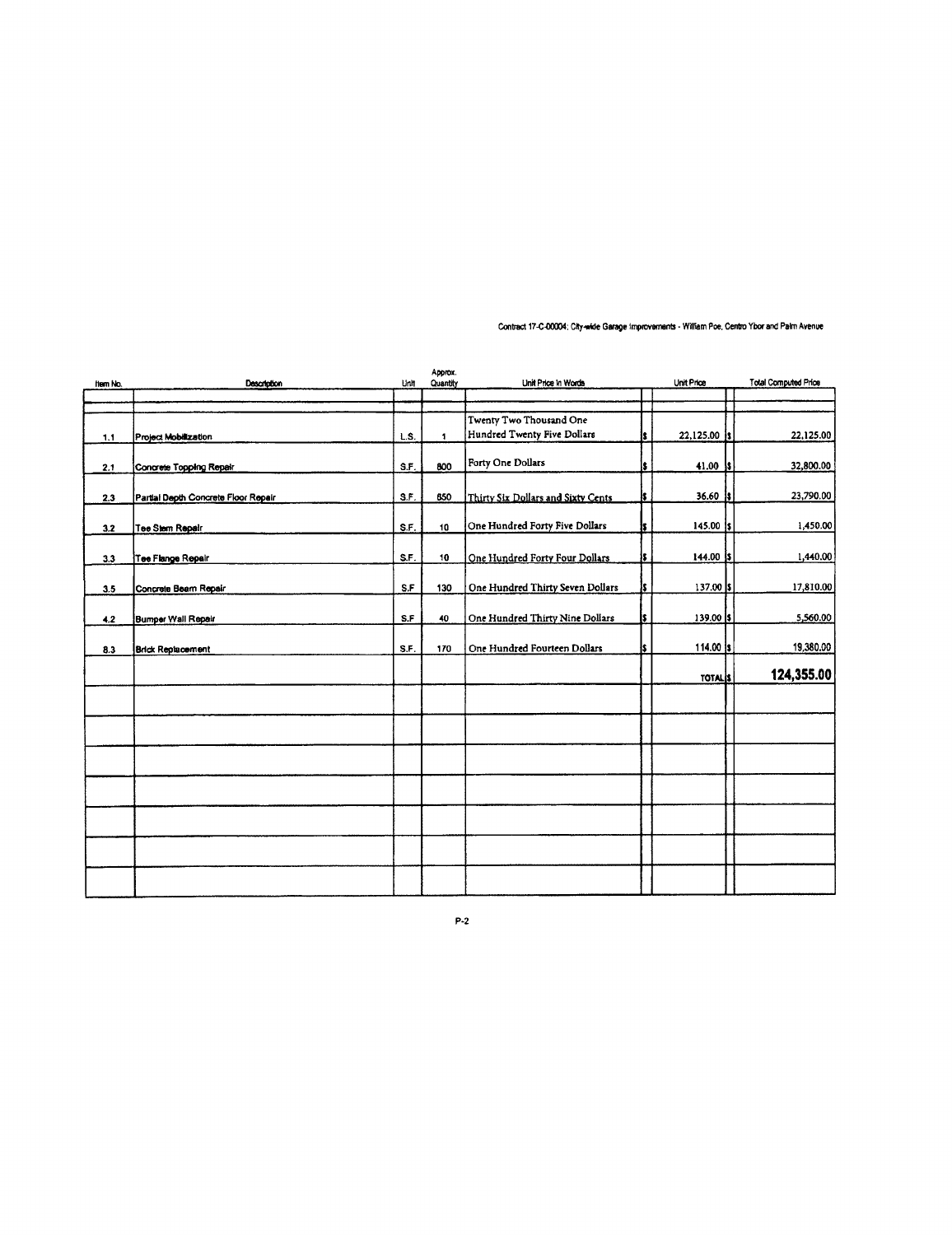Contract 17-C-00004; City-wide Garage Improvements - William Poe, Centro Ybor and Palm Avenue

| Item No. | Description | Unit | Approx. Quantity | Unit Price In Words | Unit Price | Total Computed Price |
|---|---|---|---|---|---|---|
| 1.1 | Project Mobilization | L.S. | 1 | Twenty Two Thousand One Hundred Twenty Five Dollars | $ 22,125.00 | $ 22,125.00 |
| 2.1 | Concrete Topping Repair | S.F. | 800 | Forty One Dollars | $ 41.00 | $ 32,800.00 |
| 2.3 | Partial Depth Concrete Floor Repair | S.F. | 650 | Thirty Six Dollars and Sixty Cents | $ 36.60 | $ 23,790.00 |
| 3.2 | Tee Stem Repair | S.F. | 10 | One Hundred Forty Five Dollars | $ 145.00 | $ 1,450.00 |
| 3.3 | Tee Flange Repair | S.F. | 10 | One Hundred Forty Four Dollars | $ 144.00 | $ 1,440.00 |
| 3.5 | Concrete Beam Repair | S.F | 130 | One Hundred Thirty Seven Dollars | $ 137.00 | $ 17,810.00 |
| 4.2 | Bumper Wall Repair | S.F | 40 | One Hundred Thirty Nine Dollars | $ 139.00 | $ 5,560.00 |
| 8.3 | Brick Replacement | S.F. | 170 | One Hundred Fourteen Dollars | $ 114.00 | $ 19,380.00 |
| | | | | | TOTAL | $ **124,355.00** |
| | | | | | | |
| | | | | | | |
| | | | | | | |
| | | | | | | |
| | | | | | | |
| | | | | | | |
| | | | | | | |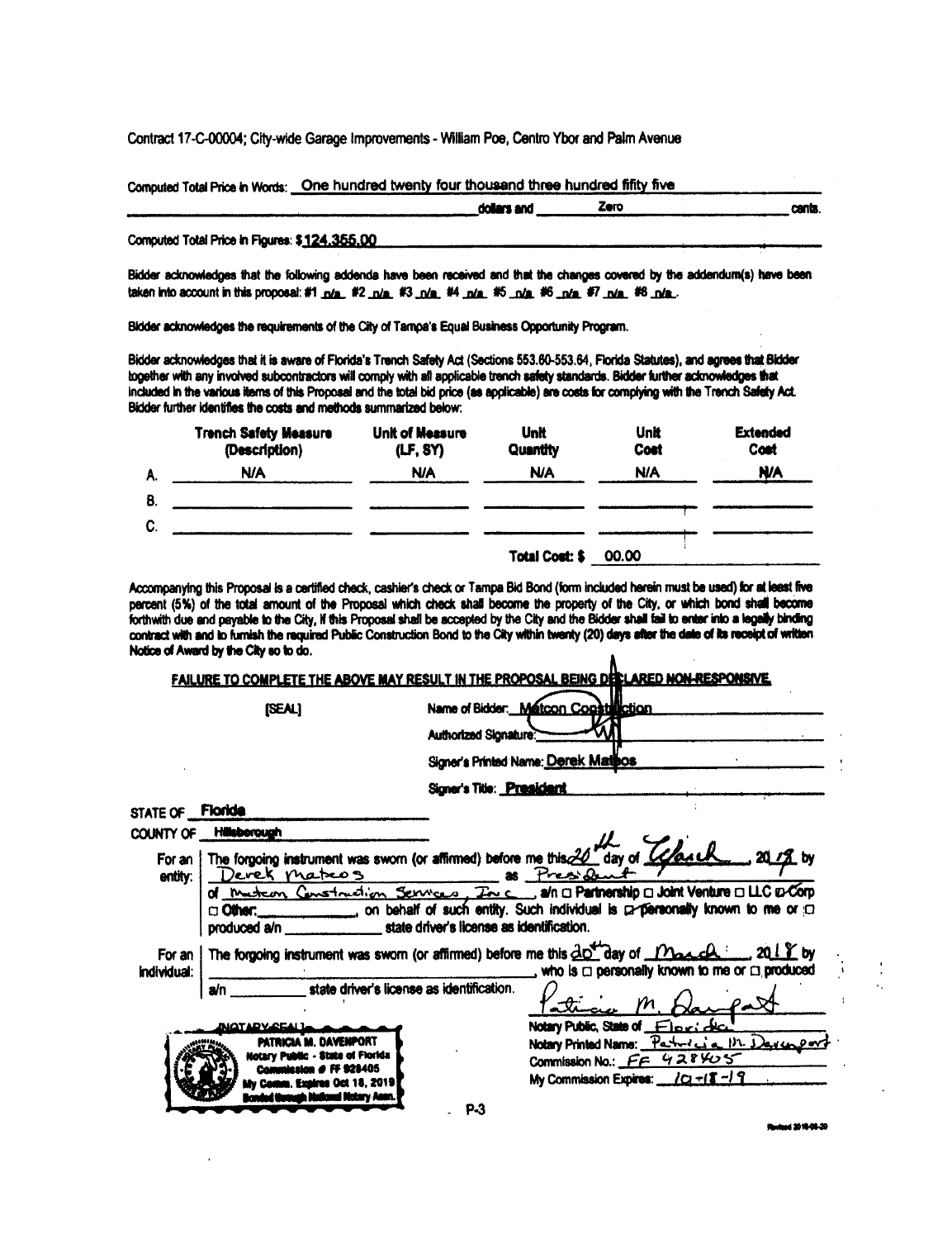Contract 17-C-00004; City-wide Garage Improvements - William Poe, Centro Ybor and Palm Avenue

Computed Total Price in Words: One hundred twenty four thousand three hundred fifity five dollars and Zero cents.

Computed Total Price in Figures: $124,355.00

Bidder acknowledges that the following addenda have been received and that the changes covered by the addendum(s) have been taken into account in this proposal: #1 n/a #2 n/a #3 n/a #4 n/a #5 n/a #6 n/a #7 n/a #8 n/a.

Bidder acknowledges the requirements of the City of Tampa's Equal Business Opportunity Program.

Bidder acknowledges that it is aware of Florida's Trench Safety Act (Sections 553.60-553.64, Florida Statutes), and agrees that Bidder together with any involved subcontractors will comply with all applicable trench safety standards. Bidder further acknowledges that included in the various items of this Proposal and the total bid price (as applicable) are costs for complying with the Trench Safety Act. Bidder further identifies the costs and methods summarized below:

| | Trench Safety Measure (Description) | Unit of Measure (LF, SY) | Unit Quantity | Unit Cost | Extended Cost |
|---|---|---|---|---|---|
| A. | N/A | N/A | N/A | N/A | N/A |
| B. | | | | | |
| C. | | | | | |
| | | | Total Cost: $ | 00.00 | |

Accompanying this Proposal is a certified check, cashier's check or Tampa Bid Bond (form included herein must be used) for at least five percent (5%) of the total amount of the Proposal which check shall become the property of the City, or which bond shall become forthwith due and payable to the City, if this Proposal shall be accepted by the City and the Bidder shall fail to enter into a legally binding contract with and to furnish the required Public Construction Bond to the City within twenty (20) days after the date of its receipt of written Notice of Award by the City so to do.

**FAILURE TO COMPLETE THE ABOVE MAY RESULT IN THE PROPOSAL BEING DECLARED NON-RESPONSIVE.**

[SEAL]

Name of Bidder: Matcon Construction

Authorized Signature: [signature]

Signer's Printed Name: Derek Mateos

Signer's Title: President

STATE OF Florida

COUNTY OF Hillsborough

For an entity: The forgoing instrument was sworn (or affirmed) before me this 20th day of March, 2018 by Derek Mateos as President of Matcon Construction Services, Inc, a/n ☐ Partnership ☐ Joint Venture ☐ LLC ☑ Corp ☐ Other: ________, on behalf of such entity. Such individual is ☑ personally known to me or ☐ produced a/n ________ state driver's license as identification.

For an individual: The forgoing instrument was sworn (or affirmed) before me this 20th day of March, 2018 by ________, who is ☐ personally known to me or ☐ produced a/n ________ state driver's license as identification.

[NOTARY SEAL] PATRICIA M. DAVENPORT Notary Public - State of Florida Commission # FF 928405 My Comm. Expires Oct 18, 2019 Bonded through National Notary Assn.

[signature]

Notary Public, State of Florida

Notary Printed Name: Patricia M. Davenport

Commission No.: FF 928405

My Commission Expires: 10-18-19

P-3

Revised 2016-08-30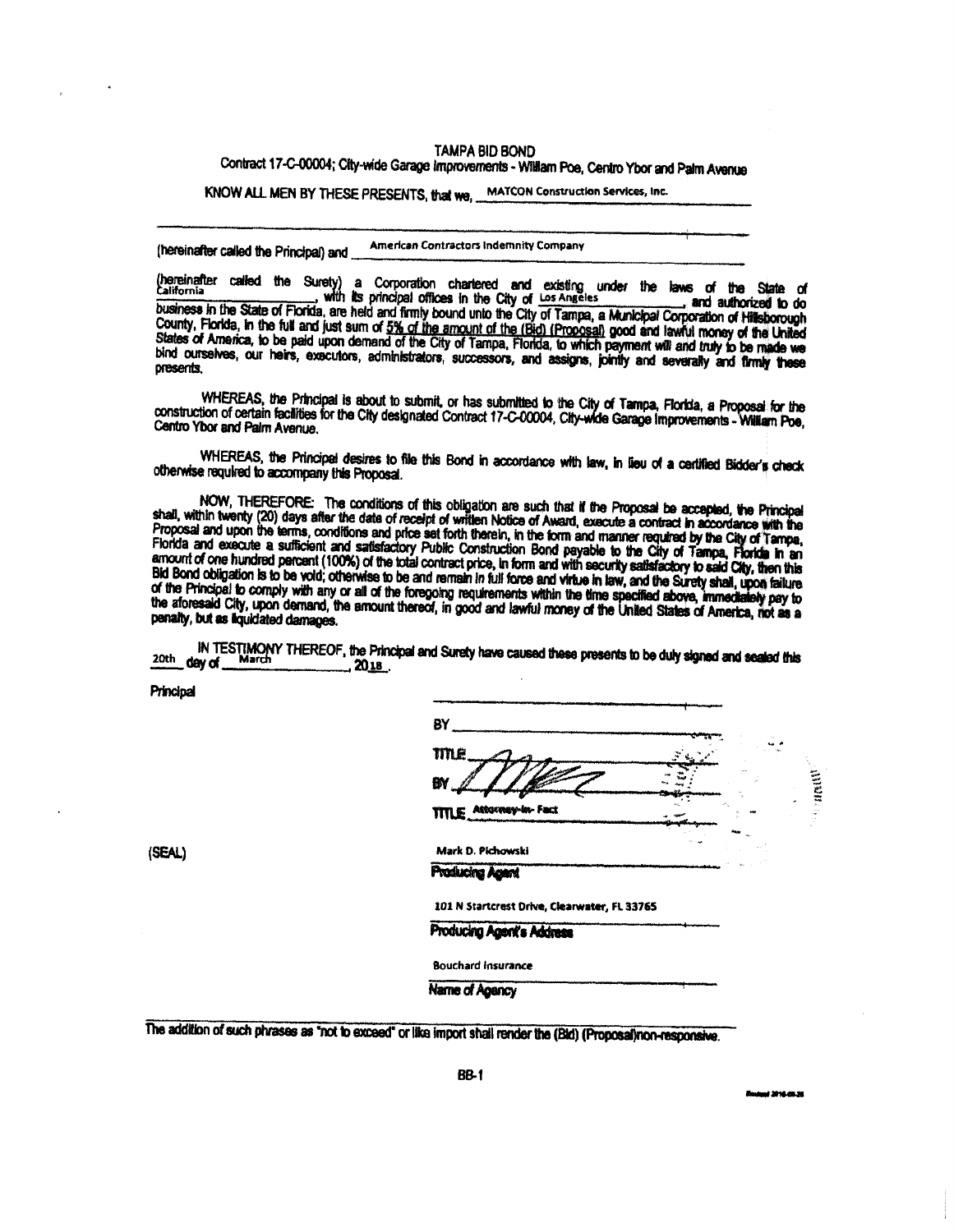# TAMPA BID BOND

Contract 17-C-00004; City-wide Garage Improvements - William Poe, Centro Ybor and Palm Avenue

KNOW ALL MEN BY THESE PRESENTS, that we, MATCON Construction Services, Inc.

(hereinafter called the Principal) and American Contractors Indemnity Company

(hereinafter called the Surety) a Corporation chartered and existing under the laws of the State of California, with its principal offices in the City of Los Angeles, and authorized to do business in the State of Florida, are held and firmly bound unto the City of Tampa, a Municipal Corporation of Hillsborough County, Florida, in the full and just sum of 5% of the amount of the (Bid) (Proposal) good and lawful money of the United States of America, to be paid upon demand of the City of Tampa, Florida, to which payment will and truly to be made we bind ourselves, our heirs, executors, administrators, successors, and assigns, jointly and severally and firmly these presents.

WHEREAS, the Principal is about to submit, or has submitted to the City of Tampa, Florida, a Proposal for the construction of certain facilities for the City designated Contract 17-C-00004, City-wide Garage Improvements - William Poe, Centro Ybor and Palm Avenue.

WHEREAS, the Principal desires to file this Bond in accordance with law, in lieu of a certified Bidder's check otherwise required to accompany this Proposal.

NOW, THEREFORE: The conditions of this obligation are such that if the Proposal be accepted, the Principal shall, within twenty (20) days after the date of receipt of written Notice of Award, execute a contract in accordance with the Proposal and upon the terms, conditions and price set forth therein, in the form and manner required by the City of Tampa, Florida and execute a sufficient and satisfactory Public Construction Bond payable to the City of Tampa, Florida in an amount of one hundred percent (100%) of the total contract price, in form and with security satisfactory to said City, then this Bid Bond obligation is to be void; otherwise to be and remain in full force and virtue in law, and the Surety shall, upon failure of the Principal to comply with any or all of the foregoing requirements within the time specified above, immediately pay to the aforesaid City, upon demand, the amount thereof, in good and lawful money of the United States of America, not as a penalty, but as liquidated damages.

IN TESTIMONY THEREOF, the Principal and Surety have caused these presents to be duly signed and sealed this 20th day of March, 2018.

Principal

BY ______________________

TITLE ______________________

BY [signature]

TITLE Attorney-in-Fact

(SEAL)

Mark D. Pichowski

Producing Agent

101 N Startcrest Drive, Clearwater, FL 33765

Producing Agent's Address

Bouchard Insurance

Name of Agency

The addition of such phrases as "not to exceed" or like import shall render the (Bid) (Proposal)non-responsive.

BB-1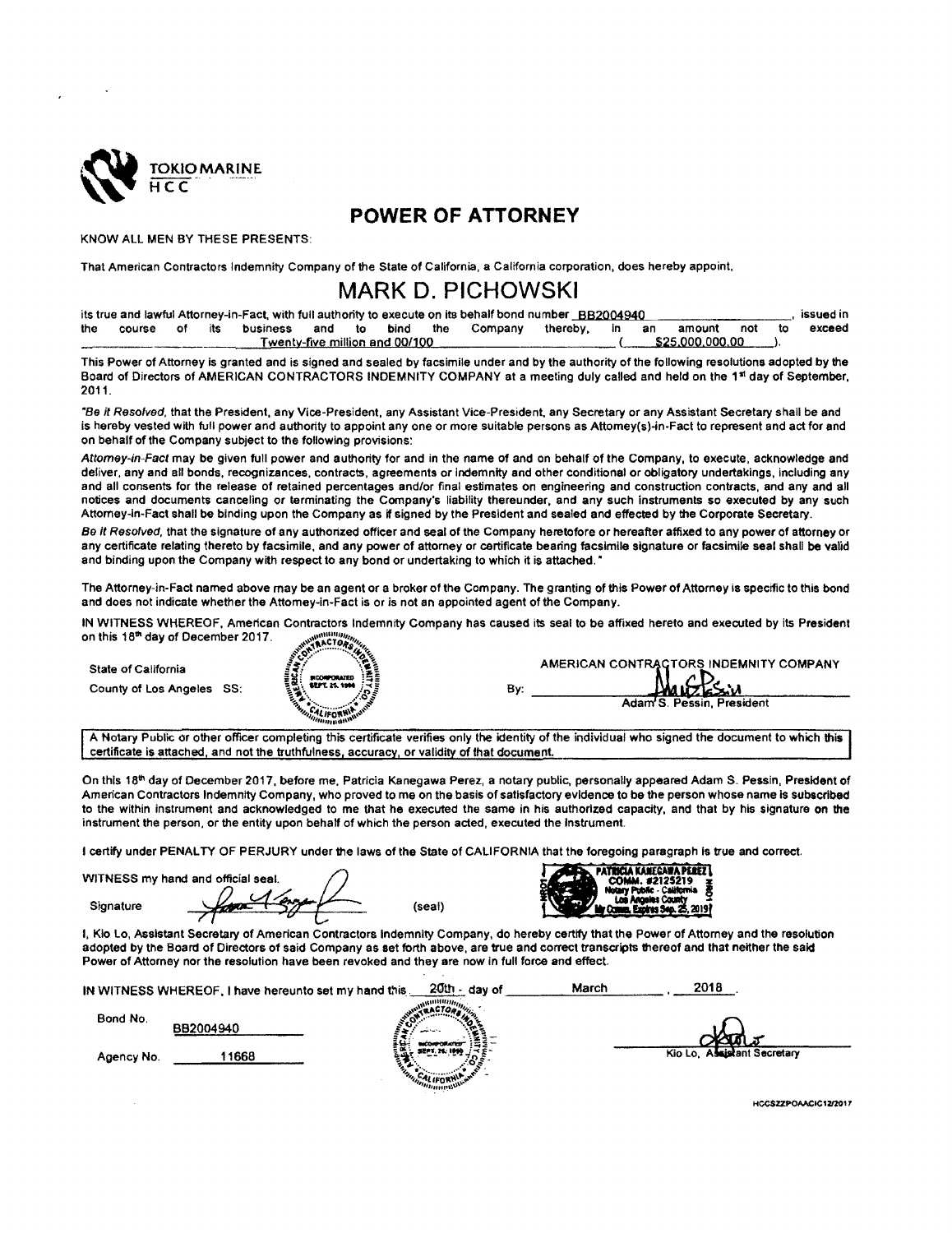TOKIO MARINE HCC

# POWER OF ATTORNEY

KNOW ALL MEN BY THESE PRESENTS:

That American Contractors Indemnity Company of the State of California, a California corporation, does hereby appoint,

## MARK D. PICHOWSKI

its true and lawful Attorney-in-Fact, with full authority to execute on its behalf bond number BB2004940, issued in the course of its business and to bind the Company thereby, in an amount not to exceed Twenty-five million and 00/100 ( $25,000,000.00 ).

This Power of Attorney is granted and is signed and sealed by facsimile under and by the authority of the following resolutions adopted by the Board of Directors of AMERICAN CONTRACTORS INDEMNITY COMPANY at a meeting duly called and held on the 1st day of September, 2011.

*"Be it Resolved*, that the President, any Vice-President, any Assistant Vice-President, any Secretary or any Assistant Secretary shall be and is hereby vested with full power and authority to appoint any one or more suitable persons as Attorney(s)-in-Fact to represent and act for and on behalf of the Company subject to the following provisions:

*Attorney-in-Fact* may be given full power and authority for and in the name of and on behalf of the Company, to execute, acknowledge and deliver, any and all bonds, recognizances, contracts, agreements or indemnity and other conditional or obligatory undertakings, including any and all consents for the release of retained percentages and/or final estimates on engineering and construction contracts, and any and all notices and documents canceling or terminating the Company's liability thereunder, and any such instruments so executed by any such Attorney-in-Fact shall be binding upon the Company as if signed by the President and sealed and effected by the Corporate Secretary.

*Be it Resolved*, that the signature of any authorized officer and seal of the Company heretofore or hereafter affixed to any power of attorney or any certificate relating thereto by facsimile, and any power of attorney or certificate bearing facsimile signature or facsimile seal shall be valid and binding upon the Company with respect to any bond or undertaking to which it is attached."

The Attorney-in-Fact named above may be an agent or a broker of the Company. The granting of this Power of Attorney is specific to this bond and does not indicate whether the Attorney-in-Fact is or is not an appointed agent of the Company.

IN WITNESS WHEREOF, American Contractors Indemnity Company has caused its seal to be affixed hereto and executed by its President on this 18th day of December 2017.

State of California

County of Los Angeles SS:

AMERICAN CONTRACTORS INDEMNITY COMPANY

By: Adam S. Pessin, President

> A Notary Public or other officer completing this certificate verifies only the identity of the individual who signed the document to which this certificate is attached, and not the truthfulness, accuracy, or validity of that document.

On this 18th day of December 2017, before me, Patricia Kanegawa Perez, a notary public, personally appeared Adam S. Pessin, President of American Contractors Indemnity Company, who proved to me on the basis of satisfactory evidence to be the person whose name is subscribed to the within instrument and acknowledged to me that he executed the same in his authorized capacity, and that by his signature on the instrument the person, or the entity upon behalf of which the person acted, executed the instrument.

I certify under PENALTY OF PERJURY under the laws of the State of CALIFORNIA that the foregoing paragraph is true and correct.

WITNESS my hand and official seal.

Signature (seal)

PATRICIA KANEGAWA PEREZ
COMM. #2125219
Notary Public - California
Los Angeles County
My Comm. Expires Sep. 25, 2019

I, Kio Lo, Assistant Secretary of American Contractors Indemnity Company, do hereby certify that the Power of Attorney and the resolution adopted by the Board of Directors of said Company as set forth above, are true and correct transcripts thereof and that neither the said Power of Attorney nor the resolution have been revoked and they are now in full force and effect.

IN WITNESS WHEREOF, I have hereunto set my hand this 20th day of March, 2018.

Bond No. BB2004940

Agency No. 11668

Kio Lo, Assistant Secretary

HCCSZZPOAACIC12/2017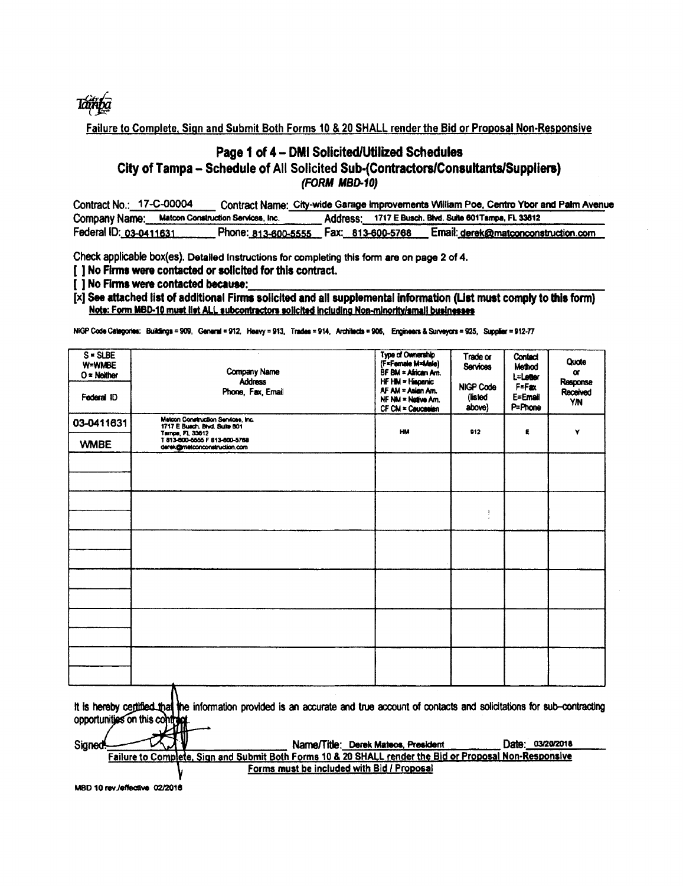Tampa

Failure to Complete, Sign and Submit Both Forms 10 & 20 SHALL render the Bid or Proposal Non-Responsive

# Page 1 of 4 – DMI Solicited/Utilized Schedules

## City of Tampa – Schedule of All Solicited Sub-(Contractors/Consultants/Suppliers)

*(FORM MBD-10)*

Contract No.: 17-C-00004 Contract Name: City-wide Garage Improvements William Poe, Centro Ybor and Palm Avenue

Company Name: Matcon Construction Services, Inc. Address: 1717 E Busch. Blvd. Suite 601Tampa, FL 33612

Federal ID: 03-0411631 Phone: 813-600-5555 Fax: 813-600-5768 Email: derek@matconconstruction.com

Check applicable box(es). Detailed Instructions for completing this form are on page 2 of 4.

**[ ] No Firms were contacted or solicited for this contract.**

**[ ] No Firms were contacted because:**

**[x] See attached list of additional Firms solicited and all supplemental information (List must comply to this form)**

**Note: Form MBD-10 must list ALL subcontractors solicited including Non-minority/small businesses**

NIGP Code Categories: Buildings = 909, General = 912, Heavy = 913, Trades = 914, Architects = 906, Engineers & Surveyors = 925, Supplier = 912-77

| S = SLBE W=WMBE O = Neither / Federal ID | Company Name Address Phone, Fax, Email | Type of Ownership (F=Female M=Male) BF BM = African Am. HF HM = Hispanic AF AM = Asian Am. NF NM = Native Am. CF CM = Caucasian | Trade or Services / NIGP Code (listed above) | Contact Method L=Letter F=Fax E=Email P=Phone | Quote or Response Received Y/N |
|---|---|---|---|---|---|
| 03-0411631 WMBE | Matcon Construction Services, Inc. 1717 E Busch. Blvd. Suite 601 Tampa, FL 33612 T 813-600-5555 F 813-600-5768 derek@matconconstruction.com | HM | 912 | E | Y |
| | | | | | |
| | | | | | |
| | | | | | |
| | | | | | |
| | | | | | |
| | | | | | |

It is hereby certified that the information provided is an accurate and true account of contacts and solicitations for sub-contracting opportunities on this contract.

Signed: [signature] Name/Title: Derek Mateos, President Date: 03/20/2018

Failure to Complete, Sign and Submit Both Forms 10 & 20 SHALL render the Bid or Proposal Non-Responsive

Forms must be included with Bid / Proposal

MBD 10 rev./effective 02/2016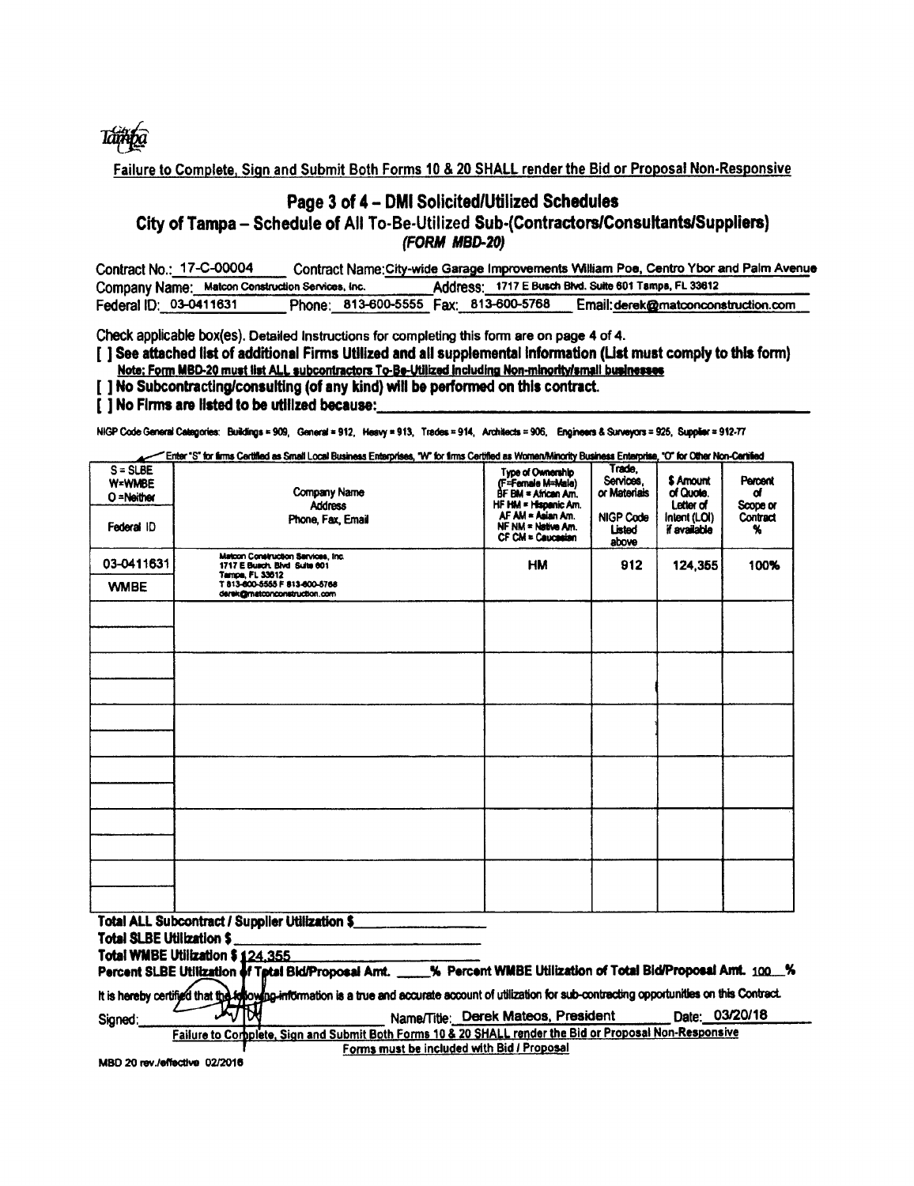Failure to Complete, Sign and Submit Both Forms 10 & 20 SHALL render the Bid or Proposal Non-Responsive

## Page 3 of 4 – DMI Solicited/Utilized Schedules

## City of Tampa – Schedule of All To-Be-Utilized Sub-(Contractors/Consultants/Suppliers)

***(FORM MBD-20)***

Contract No.: 17-C-00004 Contract Name: City-wide Garage Improvements William Poe, Centro Ybor and Palm Avenue

Company Name: Matcon Construction Services, Inc. Address: 1717 E Busch Blvd. Suite 601 Tampa, FL 33612

Federal ID: 03-0411631 Phone: 813-600-5555 Fax: 813-600-5768 Email: derek@matconconstruction.com

Check applicable box(es). Detailed instructions for completing this form are on page 4 of 4.

**[ ] See attached list of additional Firms Utilized and all supplemental information (List must comply to this form)**

**Note: Form MBD-20 must list ALL subcontractors To-Be-Utilized including Non-minority/small businesses**

**[ ] No Subcontracting/consulting (of any kind) will be performed on this contract.**

**[ ] No Firms are listed to be utilized because:**\_\_\_\_\_\_\_\_\_\_\_\_\_\_\_\_\_\_

NIGP Code General Categories: Buildings = 909, General = 912, Heavy = 913, Trades = 914, Architects = 906, Engineers & Surveyors = 925, Supplier = 912-77

Enter "S" for firms Certified as Small Local Business Enterprises, "W" for firms Certified as Women/Minority Business Enterprise, "O" for Other Non-Certified

| S = SLBE W=WMBE O =Neither / Federal ID | Company Name Address Phone, Fax, Email | Type of Ownership (F=Female M=Male) BF BM = African Am. HF HM = Hispanic Am. AF AM = Asian Am. NF NM = Native Am. CF CM = Caucasian | Trade, Services, or Materials / NIGP Code Listed above | $ Amount of Quote. Letter of Intent (LOI) if available | Percent of Scope or Contract % |
|---|---|---|---|---|---|
| 03-0411631 WMBE | Matcon Construction Services, Inc. 1717 E Busch Blvd Suite 601 Tampa, FL 33612 T 813-600-5555 F 813-600-5768 derek@matconconstruction.com | HM | 912 | 124,355 | 100% |
| | | | | | |
| | | | | | |
| | | | | | |
| | | | | | |
| | | | | | |
| | | | | | |

**Total ALL Subcontract / Supplier Utilization $**\_\_\_\_\_\_\_\_\_\_

**Total SLBE Utilization $**\_\_\_\_\_\_\_\_\_\_

**Total WMBE Utilization $** 124,355

**Percent SLBE Utilization of Total Bid/Proposal Amt.** \_\_\_\_**% Percent WMBE Utilization of Total Bid/Proposal Amt.** 100 **%**

It is hereby certified that the following information is a true and accurate account of utilization for sub-contracting opportunities on this Contract.

Signed: [signature] Name/Title: Derek Mateos, President Date: 03/20/18

Failure to Complete, Sign and Submit Both Forms 10 & 20 SHALL render the Bid or Proposal Non-Responsive

Forms must be included with Bid / Proposal

MBD 20 rev./effective 02/2016